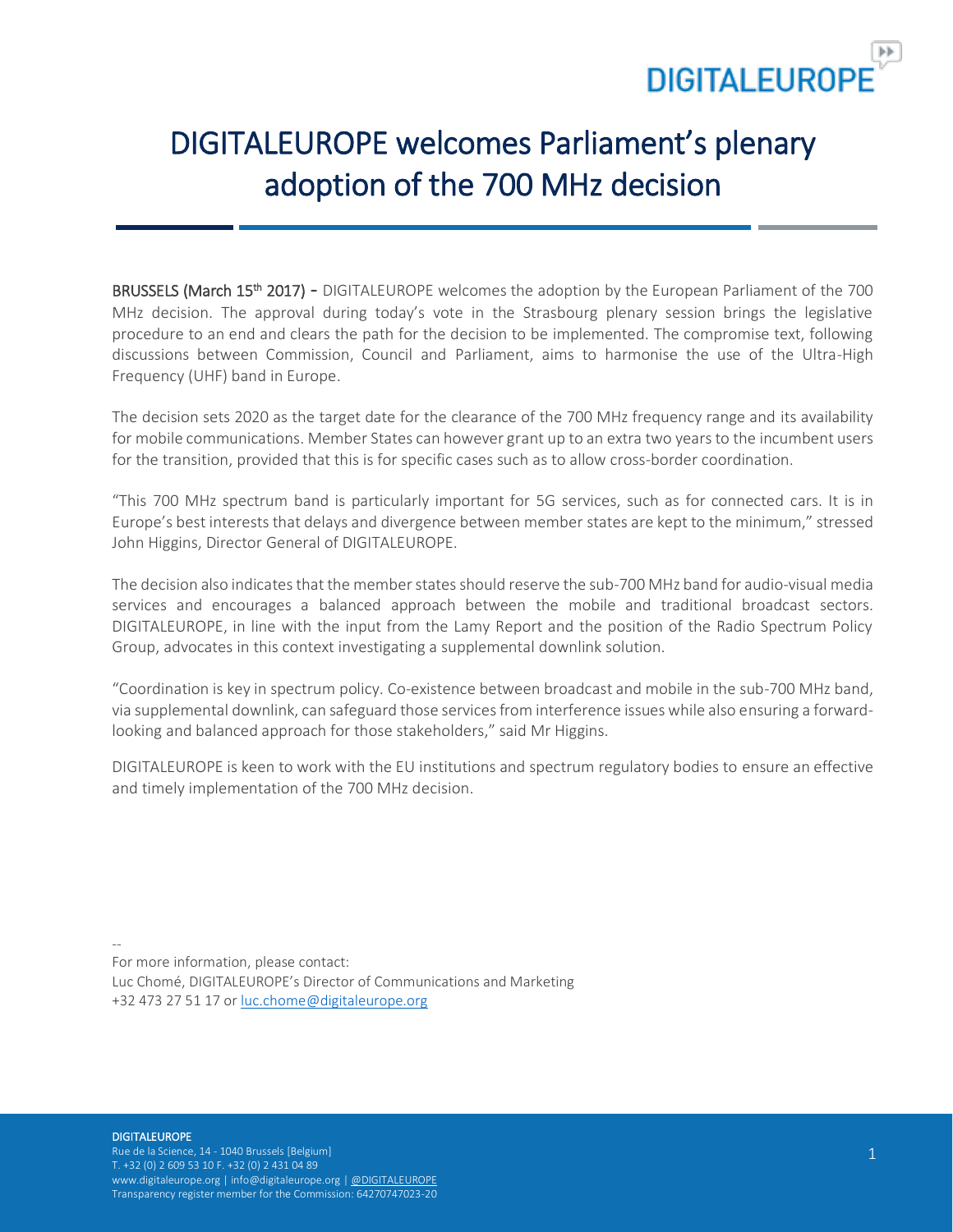# DIGITALEUROPE welcomes Parliament's plenary adoption of the 700 MHz decision

**BRUSSELS (March 15th 2017) -** DIGITALEUROPE welcomes the adoption by the European Parliament of the 700 MHz decision. The approval during today's vote in the Strasbourg plenary session brings the legislative procedure to an end and clears the path for the decision to be implemented. The compromise text, following discussions between Commission, Council and Parliament, aims to harmonise the use of the Ultra-High Frequency (UHF) band in Europe.

The decision sets 2020 as the target date for the clearance of the 700 MHz frequency range and its availability for mobile communications. Member States can however grant up to an extra two years to the incumbent users for the transition, provided that this is for specific cases such as to allow cross-border coordination.

"This 700 MHz spectrum band is particularly important for 5G services, such as for connected cars. It is in Europe's best interests that delays and divergence between member states are kept to the minimum," stressed John Higgins, Director General of DIGITALEUROPE.

The decision also indicates that the member states should reserve the sub-700 MHz band for audio-visual media services and encourages a balanced approach between the mobile and traditional broadcast sectors. DIGITALEUROPE, in line with the input from the Lamy Report and the position of the Radio Spectrum Policy Group, advocates in this context investigating a supplemental downlink solution.

"Coordination is key in spectrum policy. Co-existence between broadcast and mobile in the sub-700 MHz band, via supplemental downlink, can safeguard those services from interference issues while also ensuring a forward-looking and balanced approach for those stakeholders," said Mr Higgins.

DIGITALEUROPE is keen to work with the EU institutions and spectrum regulatory bodies to ensure an effective and timely implementation of the 700 MHz decision.

--

For more information, please contact:
Luc Chomé, DIGITALEUROPE's Director of Communications and Marketing
+32 473 27 51 17 or luc.chome@digitaleurope.org

**DIGITALEUROPE**
Rue de la Science, 14 - 1040 Brussels [Belgium]
T. +32 (0) 2 609 53 10 F. +32 (0) 2 431 04 89
www.digitaleurope.org | info@digitaleurope.org | @DIGITALEUROPE
Transparency register member for the Commission: 64270747023-20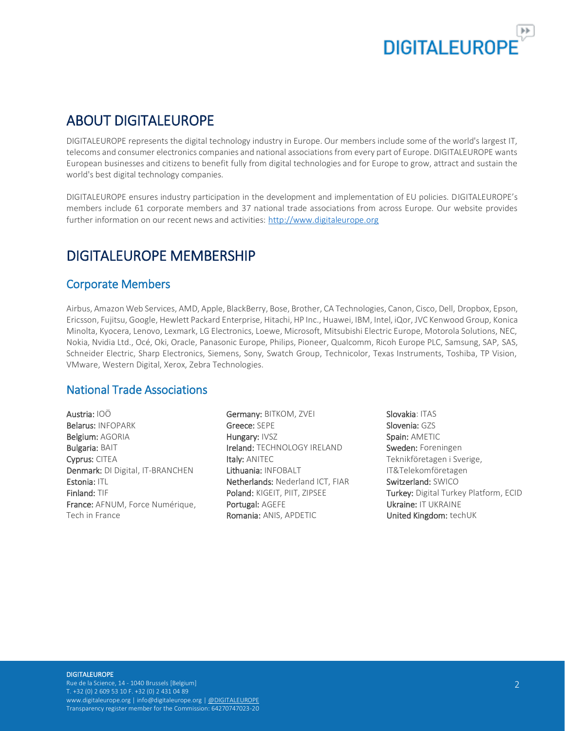## ABOUT DIGITALEUROPE

DIGITALEUROPE represents the digital technology industry in Europe. Our members include some of the world's largest IT, telecoms and consumer electronics companies and national associations from every part of Europe. DIGITALEUROPE wants European businesses and citizens to benefit fully from digital technologies and for Europe to grow, attract and sustain the world's best digital technology companies.

DIGITALEUROPE ensures industry participation in the development and implementation of EU policies. DIGITALEUROPE's members include 61 corporate members and 37 national trade associations from across Europe. Our website provides further information on our recent news and activities: http://www.digitaleurope.org

## DIGITALEUROPE MEMBERSHIP

### Corporate Members

Airbus, Amazon Web Services, AMD, Apple, BlackBerry, Bose, Brother, CA Technologies, Canon, Cisco, Dell, Dropbox, Epson, Ericsson, Fujitsu, Google, Hewlett Packard Enterprise, Hitachi, HP Inc., Huawei, IBM, Intel, iQor, JVC Kenwood Group, Konica Minolta, Kyocera, Lenovo, Lexmark, LG Electronics, Loewe, Microsoft, Mitsubishi Electric Europe, Motorola Solutions, NEC, Nokia, Nvidia Ltd., Océ, Oki, Oracle, Panasonic Europe, Philips, Pioneer, Qualcomm, Ricoh Europe PLC, Samsung, SAP, SAS, Schneider Electric, Sharp Electronics, Siemens, Sony, Swatch Group, Technicolor, Texas Instruments, Toshiba, TP Vision, VMware, Western Digital, Xerox, Zebra Technologies.

### National Trade Associations

Austria: IOÖ
Belarus: INFOPARK
Belgium: AGORIA
Bulgaria: BAIT
Cyprus: CITEA
Denmark: DI Digital, IT-BRANCHEN
Estonia: ITL
Finland: TIF
France: AFNUM, Force Numérique, Tech in France
Germany: BITKOM, ZVEI
Greece: SEPE
Hungary: IVSZ
Ireland: TECHNOLOGY IRELAND
Italy: ANITEC
Lithuania: INFOBALT
Netherlands: Nederland ICT, FIAR
Poland: KIGEIT, PIIT, ZIPSEE
Portugal: AGEFE
Romania: ANIS, APDETIC
Slovakia: ITAS
Slovenia: GZS
Spain: AMETIC
Sweden: Foreningen Teknikföretagen i Sverige, IT&Telekomföretagen
Switzerland: SWICO
Turkey: Digital Turkey Platform, ECID
Ukraine: IT UKRAINE
United Kingdom: techUK

**DIGITALEUROPE**
Rue de la Science, 14 - 1040 Brussels [Belgium]
T. +32 (0) 2 609 53 10 F. +32 (0) 2 431 04 89
www.digitaleurope.org | info@digitaleurope.org | @DIGITALEUROPE
Transparency register member for the Commission: 64270747023-20